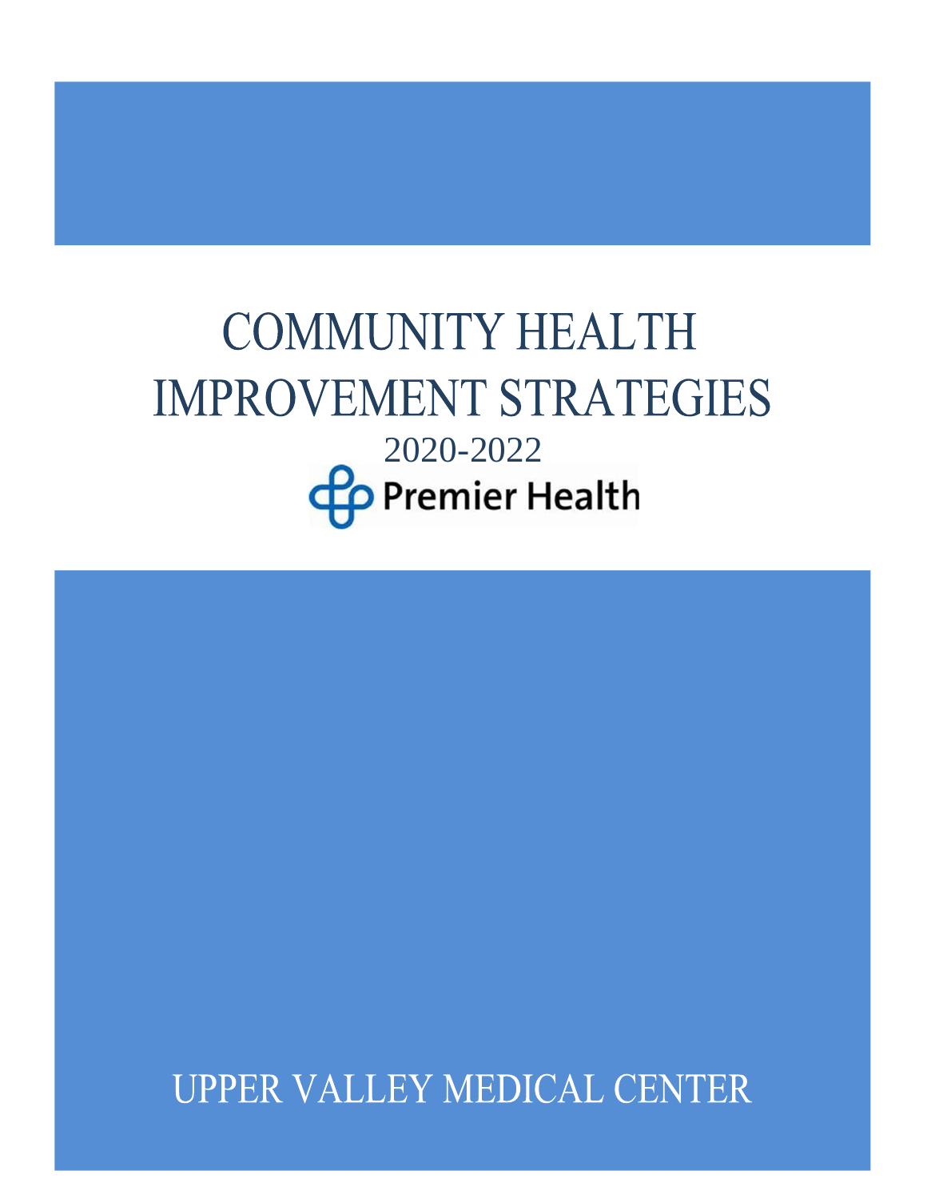# COMMUNITY HEALTH IMPROVEMENT STRATEGIES

2020-2022

Premier Health

UPPER VALLEY MEDICAL CENTER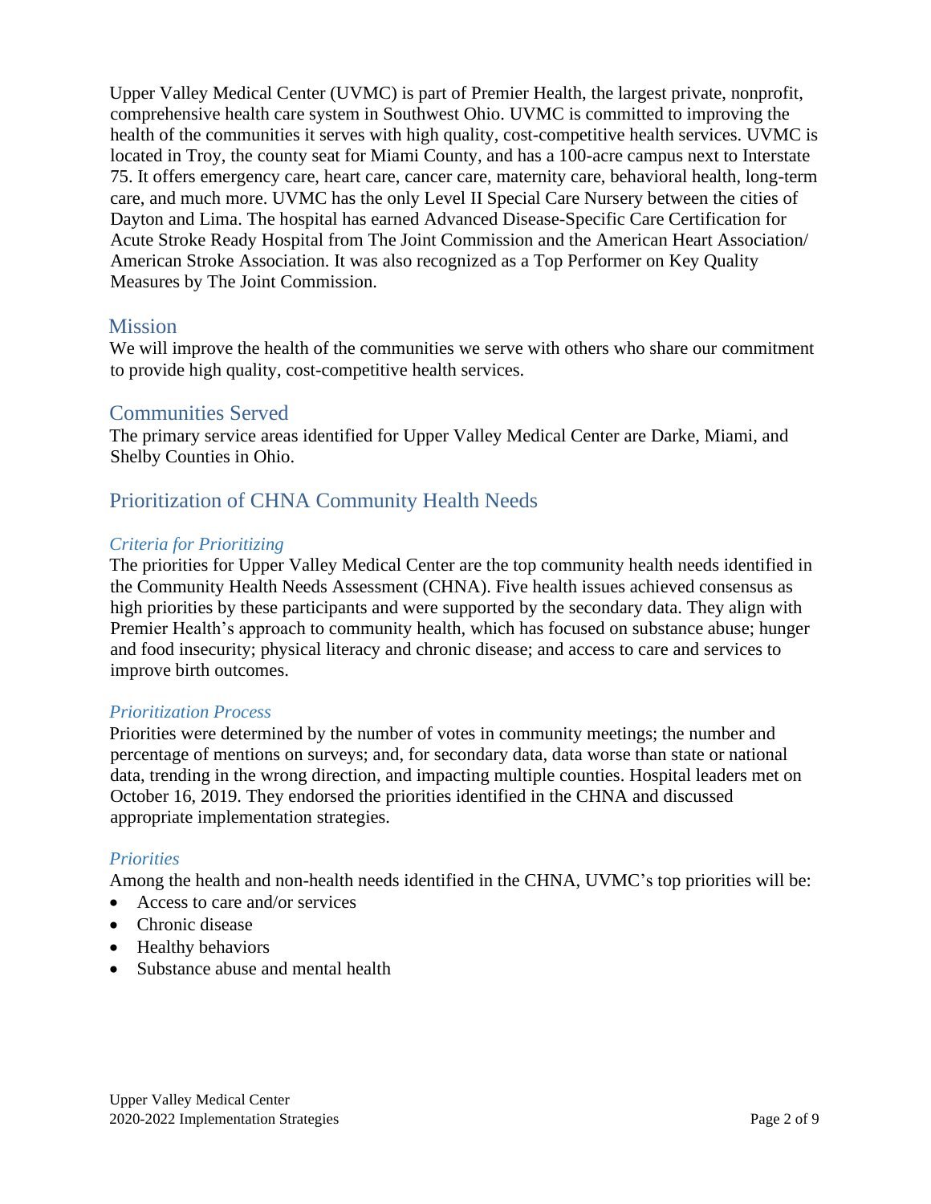Upper Valley Medical Center (UVMC) is part of Premier Health, the largest private, nonprofit, comprehensive health care system in Southwest Ohio. UVMC is committed to improving the health of the communities it serves with high quality, cost-competitive health services. UVMC is located in Troy, the county seat for Miami County, and has a 100-acre campus next to Interstate 75. It offers emergency care, heart care, cancer care, maternity care, behavioral health, long-term care, and much more. UVMC has the only Level II Special Care Nursery between the cities of Dayton and Lima. The hospital has earned Advanced Disease-Specific Care Certification for Acute Stroke Ready Hospital from The Joint Commission and the American Heart Association/ American Stroke Association. It was also recognized as a Top Performer on Key Quality Measures by The Joint Commission.

## Mission

We will improve the health of the communities we serve with others who share our commitment to provide high quality, cost-competitive health services.

## Communities Served

The primary service areas identified for Upper Valley Medical Center are Darke, Miami, and Shelby Counties in Ohio.

## Prioritization of CHNA Community Health Needs

### *Criteria for Prioritizing*

The priorities for Upper Valley Medical Center are the top community health needs identified in the Community Health Needs Assessment (CHNA). Five health issues achieved consensus as high priorities by these participants and were supported by the secondary data. They align with Premier Health's approach to community health, which has focused on substance abuse; hunger and food insecurity; physical literacy and chronic disease; and access to care and services to improve birth outcomes.

### *Prioritization Process*

Priorities were determined by the number of votes in community meetings; the number and percentage of mentions on surveys; and, for secondary data, data worse than state or national data, trending in the wrong direction, and impacting multiple counties. Hospital leaders met on October 16, 2019. They endorsed the priorities identified in the CHNA and discussed appropriate implementation strategies.

### *Priorities*

Among the health and non-health needs identified in the CHNA, UVMC's top priorities will be:

- Access to care and/or services
- Chronic disease
- Healthy behaviors
- Substance abuse and mental health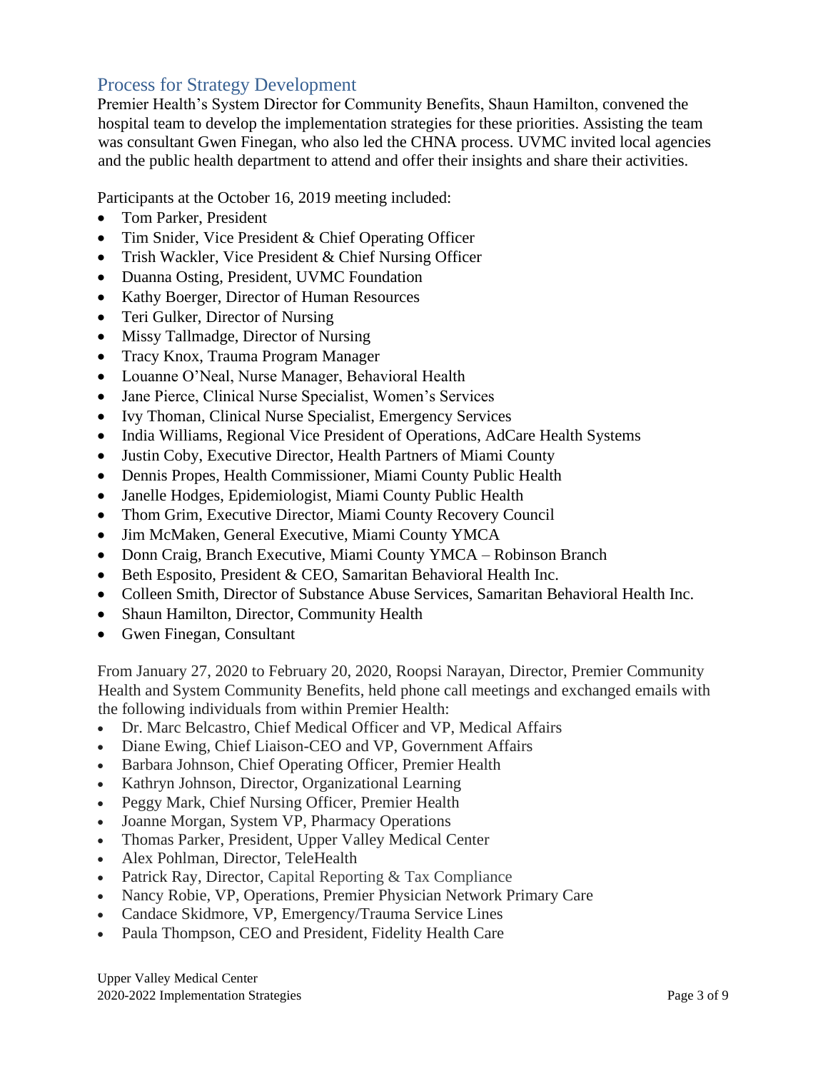## Process for Strategy Development

Premier Health's System Director for Community Benefits, Shaun Hamilton, convened the hospital team to develop the implementation strategies for these priorities. Assisting the team was consultant Gwen Finegan, who also led the CHNA process. UVMC invited local agencies and the public health department to attend and offer their insights and share their activities.

Participants at the October 16, 2019 meeting included:

- Tom Parker, President
- Tim Snider, Vice President & Chief Operating Officer
- Trish Wackler, Vice President & Chief Nursing Officer
- Duanna Osting, President, UVMC Foundation
- Kathy Boerger, Director of Human Resources
- Teri Gulker, Director of Nursing
- Missy Tallmadge, Director of Nursing
- Tracy Knox, Trauma Program Manager
- Louanne O'Neal, Nurse Manager, Behavioral Health
- Jane Pierce, Clinical Nurse Specialist, Women's Services
- Ivy Thoman, Clinical Nurse Specialist, Emergency Services
- India Williams, Regional Vice President of Operations, AdCare Health Systems
- Justin Coby, Executive Director, Health Partners of Miami County
- Dennis Propes, Health Commissioner, Miami County Public Health
- Janelle Hodges, Epidemiologist, Miami County Public Health
- Thom Grim, Executive Director, Miami County Recovery Council
- Jim McMaken, General Executive, Miami County YMCA
- Donn Craig, Branch Executive, Miami County YMCA – Robinson Branch
- Beth Esposito, President & CEO, Samaritan Behavioral Health Inc.
- Colleen Smith, Director of Substance Abuse Services, Samaritan Behavioral Health Inc.
- Shaun Hamilton, Director, Community Health
- Gwen Finegan, Consultant

From January 27, 2020 to February 20, 2020, Roopsi Narayan, Director, Premier Community Health and System Community Benefits, held phone call meetings and exchanged emails with the following individuals from within Premier Health:

- Dr. Marc Belcastro, Chief Medical Officer and VP, Medical Affairs
- Diane Ewing, Chief Liaison-CEO and VP, Government Affairs
- Barbara Johnson, Chief Operating Officer, Premier Health
- Kathryn Johnson, Director, Organizational Learning
- Peggy Mark, Chief Nursing Officer, Premier Health
- Joanne Morgan, System VP, Pharmacy Operations
- Thomas Parker, President, Upper Valley Medical Center
- Alex Pohlman, Director, TeleHealth
- Patrick Ray, Director, Capital Reporting & Tax Compliance
- Nancy Robie, VP, Operations, Premier Physician Network Primary Care
- Candace Skidmore, VP, Emergency/Trauma Service Lines
- Paula Thompson, CEO and President, Fidelity Health Care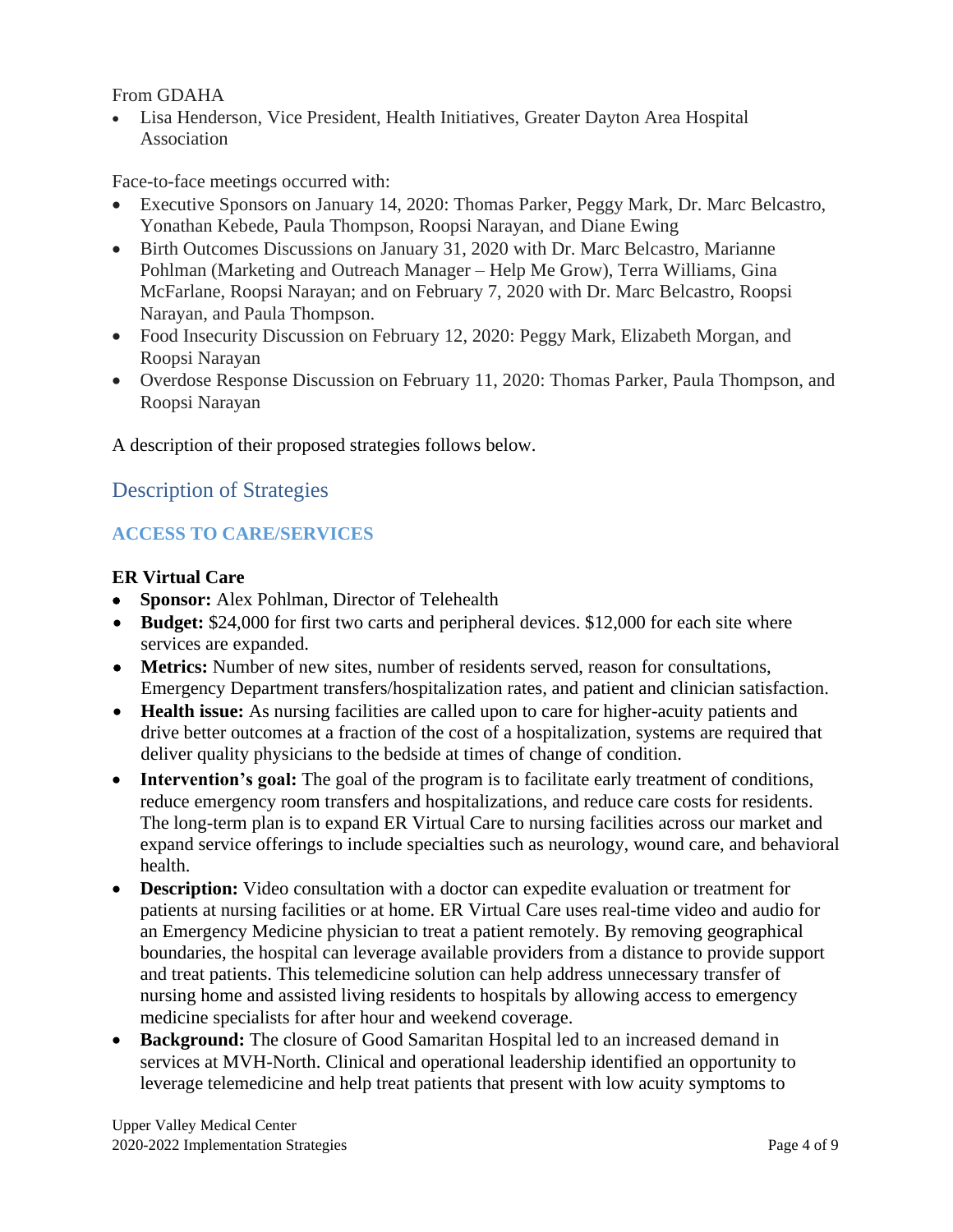From GDAHA

- Lisa Henderson, Vice President, Health Initiatives, Greater Dayton Area Hospital Association

Face-to-face meetings occurred with:

- Executive Sponsors on January 14, 2020: Thomas Parker, Peggy Mark, Dr. Marc Belcastro, Yonathan Kebede, Paula Thompson, Roopsi Narayan, and Diane Ewing
- Birth Outcomes Discussions on January 31, 2020 with Dr. Marc Belcastro, Marianne Pohlman (Marketing and Outreach Manager – Help Me Grow), Terra Williams, Gina McFarlane, Roopsi Narayan; and on February 7, 2020 with Dr. Marc Belcastro, Roopsi Narayan, and Paula Thompson.
- Food Insecurity Discussion on February 12, 2020: Peggy Mark, Elizabeth Morgan, and Roopsi Narayan
- Overdose Response Discussion on February 11, 2020: Thomas Parker, Paula Thompson, and Roopsi Narayan

A description of their proposed strategies follows below.

## Description of Strategies

### ACCESS TO CARE/SERVICES

**ER Virtual Care**

- **Sponsor:** Alex Pohlman, Director of Telehealth
- **Budget:** $24,000 for first two carts and peripheral devices. $12,000 for each site where services are expanded.
- **Metrics:** Number of new sites, number of residents served, reason for consultations, Emergency Department transfers/hospitalization rates, and patient and clinician satisfaction.
- **Health issue:** As nursing facilities are called upon to care for higher-acuity patients and drive better outcomes at a fraction of the cost of a hospitalization, systems are required that deliver quality physicians to the bedside at times of change of condition.
- **Intervention's goal:** The goal of the program is to facilitate early treatment of conditions, reduce emergency room transfers and hospitalizations, and reduce care costs for residents. The long-term plan is to expand ER Virtual Care to nursing facilities across our market and expand service offerings to include specialties such as neurology, wound care, and behavioral health.
- **Description:** Video consultation with a doctor can expedite evaluation or treatment for patients at nursing facilities or at home. ER Virtual Care uses real-time video and audio for an Emergency Medicine physician to treat a patient remotely. By removing geographical boundaries, the hospital can leverage available providers from a distance to provide support and treat patients. This telemedicine solution can help address unnecessary transfer of nursing home and assisted living residents to hospitals by allowing access to emergency medicine specialists for after hour and weekend coverage.
- **Background:** The closure of Good Samaritan Hospital led to an increased demand in services at MVH-North. Clinical and operational leadership identified an opportunity to leverage telemedicine and help treat patients that present with low acuity symptoms to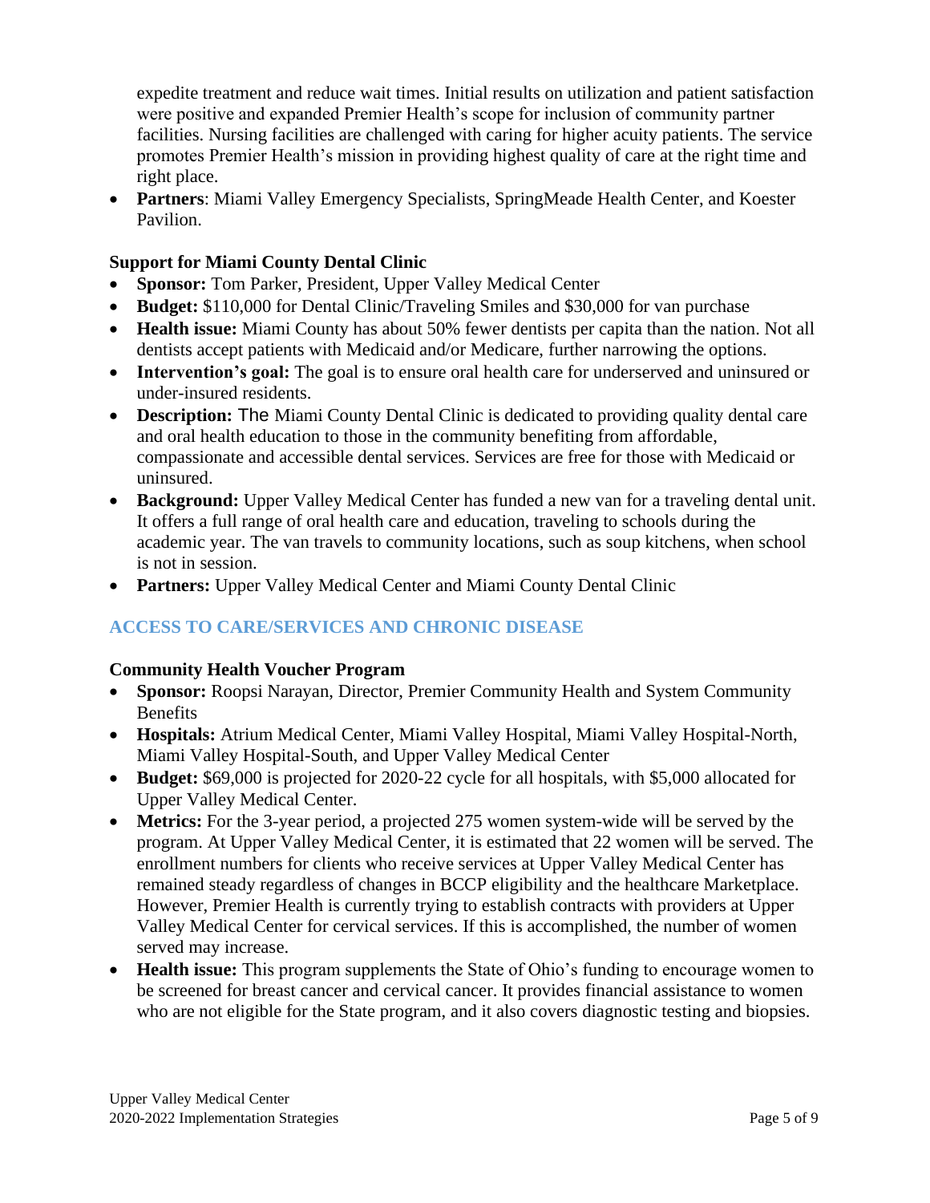expedite treatment and reduce wait times. Initial results on utilization and patient satisfaction were positive and expanded Premier Health's scope for inclusion of community partner facilities. Nursing facilities are challenged with caring for higher acuity patients. The service promotes Premier Health's mission in providing highest quality of care at the right time and right place.

- **Partners**: Miami Valley Emergency Specialists, SpringMeade Health Center, and Koester Pavilion.

### Support for Miami County Dental Clinic

- **Sponsor:** Tom Parker, President, Upper Valley Medical Center
- **Budget:** $110,000 for Dental Clinic/Traveling Smiles and $30,000 for van purchase
- **Health issue:** Miami County has about 50% fewer dentists per capita than the nation. Not all dentists accept patients with Medicaid and/or Medicare, further narrowing the options.
- **Intervention's goal:** The goal is to ensure oral health care for underserved and uninsured or under-insured residents.
- **Description:** The Miami County Dental Clinic is dedicated to providing quality dental care and oral health education to those in the community benefiting from affordable, compassionate and accessible dental services. Services are free for those with Medicaid or uninsured.
- **Background:** Upper Valley Medical Center has funded a new van for a traveling dental unit. It offers a full range of oral health care and education, traveling to schools during the academic year. The van travels to community locations, such as soup kitchens, when school is not in session.
- **Partners:** Upper Valley Medical Center and Miami County Dental Clinic

## ACCESS TO CARE/SERVICES AND CHRONIC DISEASE

### Community Health Voucher Program

- **Sponsor:** Roopsi Narayan, Director, Premier Community Health and System Community Benefits
- **Hospitals:** Atrium Medical Center, Miami Valley Hospital, Miami Valley Hospital-North, Miami Valley Hospital-South, and Upper Valley Medical Center
- **Budget:** $69,000 is projected for 2020-22 cycle for all hospitals, with $5,000 allocated for Upper Valley Medical Center.
- **Metrics:** For the 3-year period, a projected 275 women system-wide will be served by the program. At Upper Valley Medical Center, it is estimated that 22 women will be served. The enrollment numbers for clients who receive services at Upper Valley Medical Center has remained steady regardless of changes in BCCP eligibility and the healthcare Marketplace. However, Premier Health is currently trying to establish contracts with providers at Upper Valley Medical Center for cervical services. If this is accomplished, the number of women served may increase.
- **Health issue:** This program supplements the State of Ohio's funding to encourage women to be screened for breast cancer and cervical cancer. It provides financial assistance to women who are not eligible for the State program, and it also covers diagnostic testing and biopsies.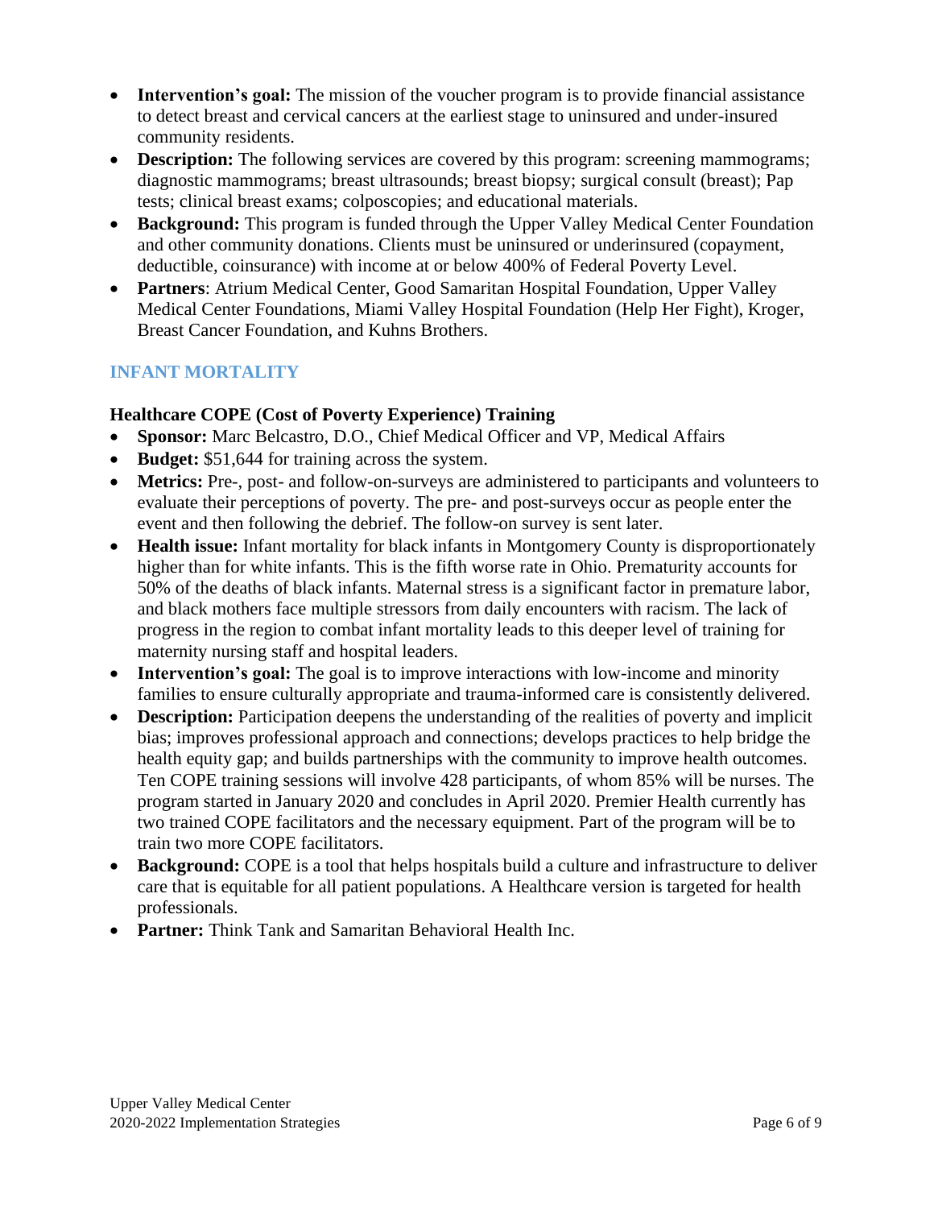- **Intervention's goal:** The mission of the voucher program is to provide financial assistance to detect breast and cervical cancers at the earliest stage to uninsured and under-insured community residents.
- **Description:** The following services are covered by this program: screening mammograms; diagnostic mammograms; breast ultrasounds; breast biopsy; surgical consult (breast); Pap tests; clinical breast exams; colposcopies; and educational materials.
- **Background:** This program is funded through the Upper Valley Medical Center Foundation and other community donations. Clients must be uninsured or underinsured (copayment, deductible, coinsurance) with income at or below 400% of Federal Poverty Level.
- **Partners**: Atrium Medical Center, Good Samaritan Hospital Foundation, Upper Valley Medical Center Foundations, Miami Valley Hospital Foundation (Help Her Fight), Kroger, Breast Cancer Foundation, and Kuhns Brothers.

## INFANT MORTALITY

### Healthcare COPE (Cost of Poverty Experience) Training

- **Sponsor:** Marc Belcastro, D.O., Chief Medical Officer and VP, Medical Affairs
- **Budget:** $51,644 for training across the system.
- **Metrics:** Pre-, post- and follow-on-surveys are administered to participants and volunteers to evaluate their perceptions of poverty. The pre- and post-surveys occur as people enter the event and then following the debrief. The follow-on survey is sent later.
- **Health issue:** Infant mortality for black infants in Montgomery County is disproportionately higher than for white infants. This is the fifth worse rate in Ohio. Prematurity accounts for 50% of the deaths of black infants. Maternal stress is a significant factor in premature labor, and black mothers face multiple stressors from daily encounters with racism. The lack of progress in the region to combat infant mortality leads to this deeper level of training for maternity nursing staff and hospital leaders.
- **Intervention's goal:** The goal is to improve interactions with low-income and minority families to ensure culturally appropriate and trauma-informed care is consistently delivered.
- **Description:** Participation deepens the understanding of the realities of poverty and implicit bias; improves professional approach and connections; develops practices to help bridge the health equity gap; and builds partnerships with the community to improve health outcomes. Ten COPE training sessions will involve 428 participants, of whom 85% will be nurses. The program started in January 2020 and concludes in April 2020. Premier Health currently has two trained COPE facilitators and the necessary equipment. Part of the program will be to train two more COPE facilitators.
- **Background:** COPE is a tool that helps hospitals build a culture and infrastructure to deliver care that is equitable for all patient populations. A Healthcare version is targeted for health professionals.
- **Partner:** Think Tank and Samaritan Behavioral Health Inc.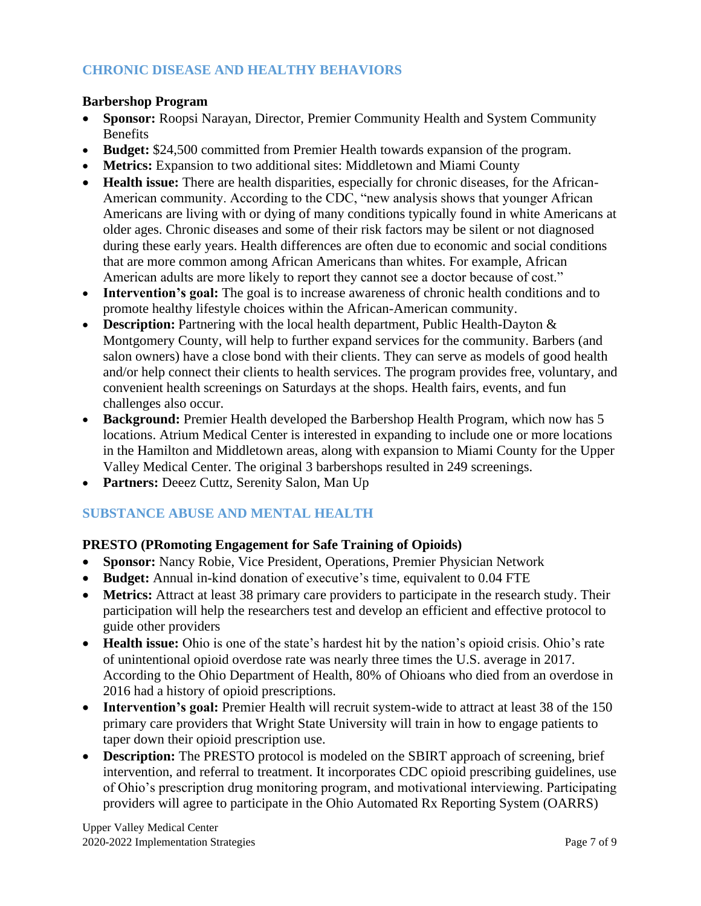## CHRONIC DISEASE AND HEALTHY BEHAVIORS

### Barbershop Program

- **Sponsor:** Roopsi Narayan, Director, Premier Community Health and System Community Benefits
- **Budget:** $24,500 committed from Premier Health towards expansion of the program.
- **Metrics:** Expansion to two additional sites: Middletown and Miami County
- **Health issue:** There are health disparities, especially for chronic diseases, for the African-American community. According to the CDC, "new analysis shows that younger African Americans are living with or dying of many conditions typically found in white Americans at older ages. Chronic diseases and some of their risk factors may be silent or not diagnosed during these early years. Health differences are often due to economic and social conditions that are more common among African Americans than whites. For example, African American adults are more likely to report they cannot see a doctor because of cost."
- **Intervention's goal:** The goal is to increase awareness of chronic health conditions and to promote healthy lifestyle choices within the African-American community.
- **Description:** Partnering with the local health department, Public Health-Dayton & Montgomery County, will help to further expand services for the community. Barbers (and salon owners) have a close bond with their clients. They can serve as models of good health and/or help connect their clients to health services. The program provides free, voluntary, and convenient health screenings on Saturdays at the shops. Health fairs, events, and fun challenges also occur.
- **Background:** Premier Health developed the Barbershop Health Program, which now has 5 locations. Atrium Medical Center is interested in expanding to include one or more locations in the Hamilton and Middletown areas, along with expansion to Miami County for the Upper Valley Medical Center. The original 3 barbershops resulted in 249 screenings.
- **Partners:** Deeez Cuttz, Serenity Salon, Man Up

## SUBSTANCE ABUSE AND MENTAL HEALTH

### PRESTO (PRomoting Engagement for Safe Training of Opioids)

- **Sponsor:** Nancy Robie, Vice President, Operations, Premier Physician Network
- **Budget:** Annual in-kind donation of executive's time, equivalent to 0.04 FTE
- **Metrics:** Attract at least 38 primary care providers to participate in the research study. Their participation will help the researchers test and develop an efficient and effective protocol to guide other providers
- **Health issue:** Ohio is one of the state's hardest hit by the nation's opioid crisis. Ohio's rate of unintentional opioid overdose rate was nearly three times the U.S. average in 2017. According to the Ohio Department of Health, 80% of Ohioans who died from an overdose in 2016 had a history of opioid prescriptions.
- **Intervention's goal:** Premier Health will recruit system-wide to attract at least 38 of the 150 primary care providers that Wright State University will train in how to engage patients to taper down their opioid prescription use.
- **Description:** The PRESTO protocol is modeled on the SBIRT approach of screening, brief intervention, and referral to treatment. It incorporates CDC opioid prescribing guidelines, use of Ohio's prescription drug monitoring program, and motivational interviewing. Participating providers will agree to participate in the Ohio Automated Rx Reporting System (OARRS)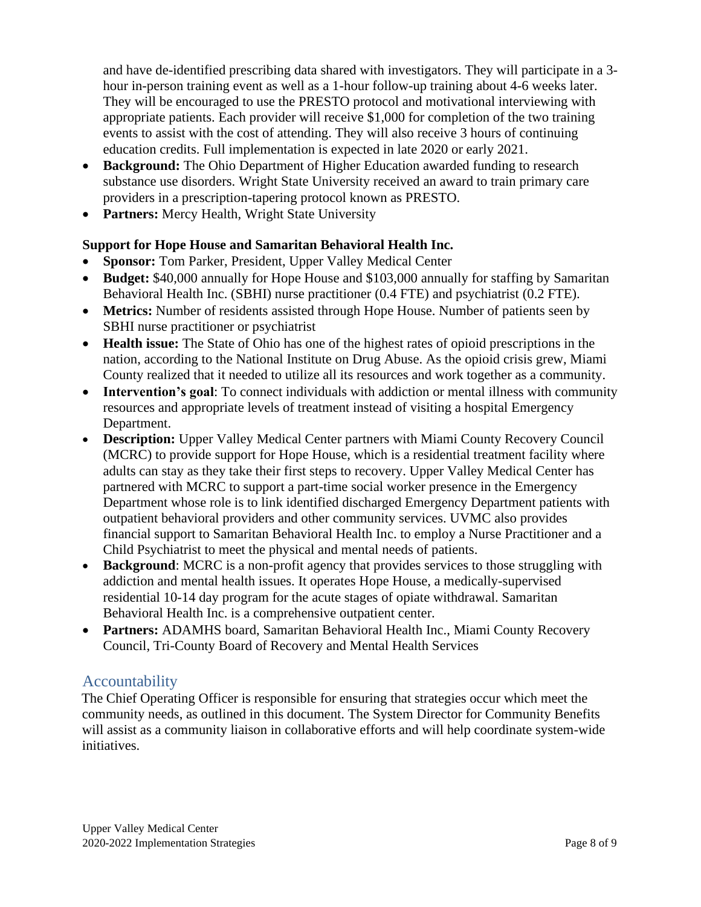and have de-identified prescribing data shared with investigators. They will participate in a 3-hour in-person training event as well as a 1-hour follow-up training about 4-6 weeks later. They will be encouraged to use the PRESTO protocol and motivational interviewing with appropriate patients. Each provider will receive $1,000 for completion of the two training events to assist with the cost of attending. They will also receive 3 hours of continuing education credits. Full implementation is expected in late 2020 or early 2021.

- **Background:** The Ohio Department of Higher Education awarded funding to research substance use disorders. Wright State University received an award to train primary care providers in a prescription-tapering protocol known as PRESTO.
- **Partners:** Mercy Health, Wright State University

**Support for Hope House and Samaritan Behavioral Health Inc.**

- **Sponsor:** Tom Parker, President, Upper Valley Medical Center
- **Budget:** $40,000 annually for Hope House and $103,000 annually for staffing by Samaritan Behavioral Health Inc. (SBHI) nurse practitioner (0.4 FTE) and psychiatrist (0.2 FTE).
- **Metrics:** Number of residents assisted through Hope House. Number of patients seen by SBHI nurse practitioner or psychiatrist
- **Health issue:** The State of Ohio has one of the highest rates of opioid prescriptions in the nation, according to the National Institute on Drug Abuse. As the opioid crisis grew, Miami County realized that it needed to utilize all its resources and work together as a community.
- **Intervention's goal**: To connect individuals with addiction or mental illness with community resources and appropriate levels of treatment instead of visiting a hospital Emergency Department.
- **Description:** Upper Valley Medical Center partners with Miami County Recovery Council (MCRC) to provide support for Hope House, which is a residential treatment facility where adults can stay as they take their first steps to recovery. Upper Valley Medical Center has partnered with MCRC to support a part-time social worker presence in the Emergency Department whose role is to link identified discharged Emergency Department patients with outpatient behavioral providers and other community services. UVMC also provides financial support to Samaritan Behavioral Health Inc. to employ a Nurse Practitioner and a Child Psychiatrist to meet the physical and mental needs of patients.
- **Background**: MCRC is a non-profit agency that provides services to those struggling with addiction and mental health issues. It operates Hope House, a medically-supervised residential 10-14 day program for the acute stages of opiate withdrawal. Samaritan Behavioral Health Inc. is a comprehensive outpatient center.
- **Partners:** ADAMHS board, Samaritan Behavioral Health Inc., Miami County Recovery Council, Tri-County Board of Recovery and Mental Health Services

## Accountability

The Chief Operating Officer is responsible for ensuring that strategies occur which meet the community needs, as outlined in this document. The System Director for Community Benefits will assist as a community liaison in collaborative efforts and will help coordinate system-wide initiatives.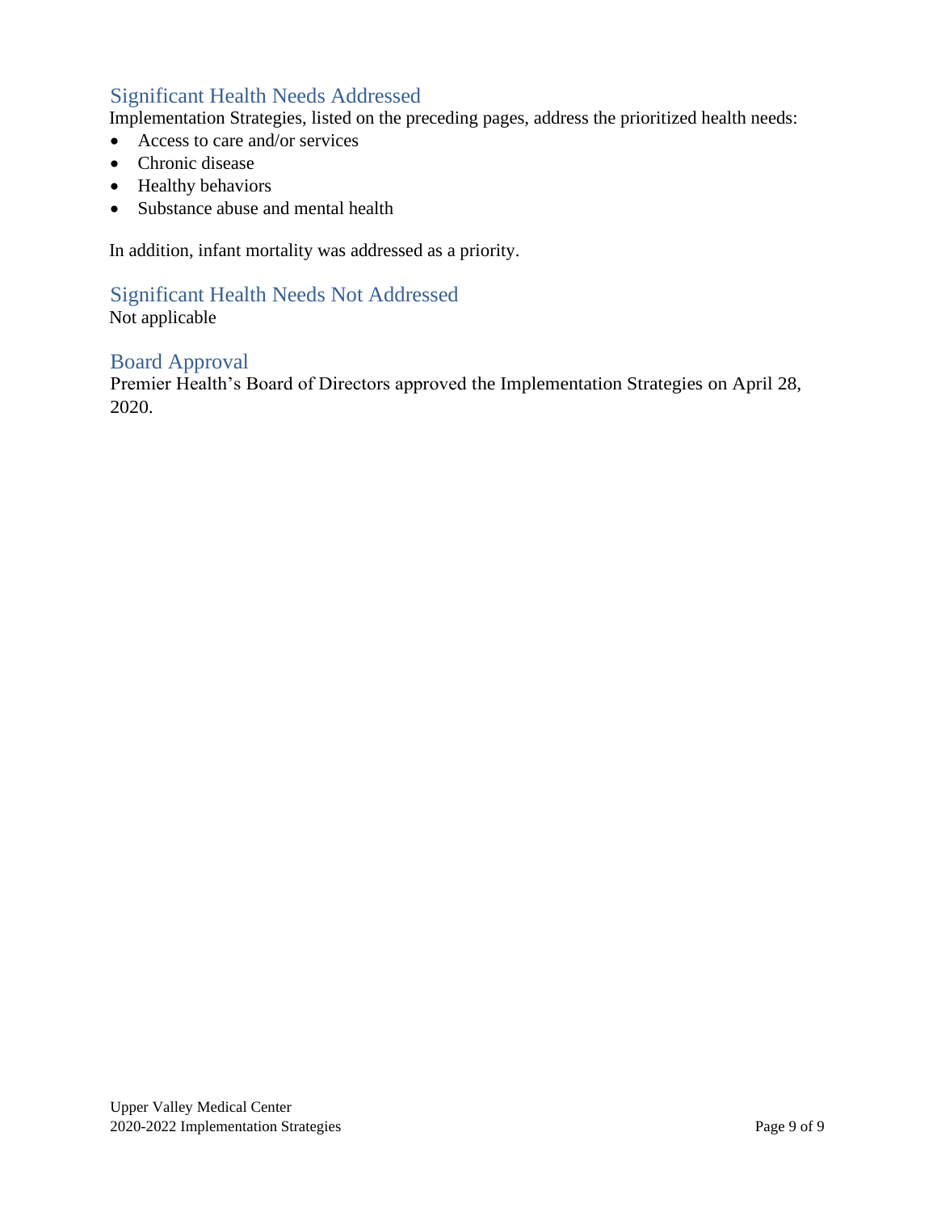## Significant Health Needs Addressed

Implementation Strategies, listed on the preceding pages, address the prioritized health needs:

- Access to care and/or services
- Chronic disease
- Healthy behaviors
- Substance abuse and mental health

In addition, infant mortality was addressed as a priority.

## Significant Health Needs Not Addressed

Not applicable

## Board Approval

Premier Health's Board of Directors approved the Implementation Strategies on April 28, 2020.